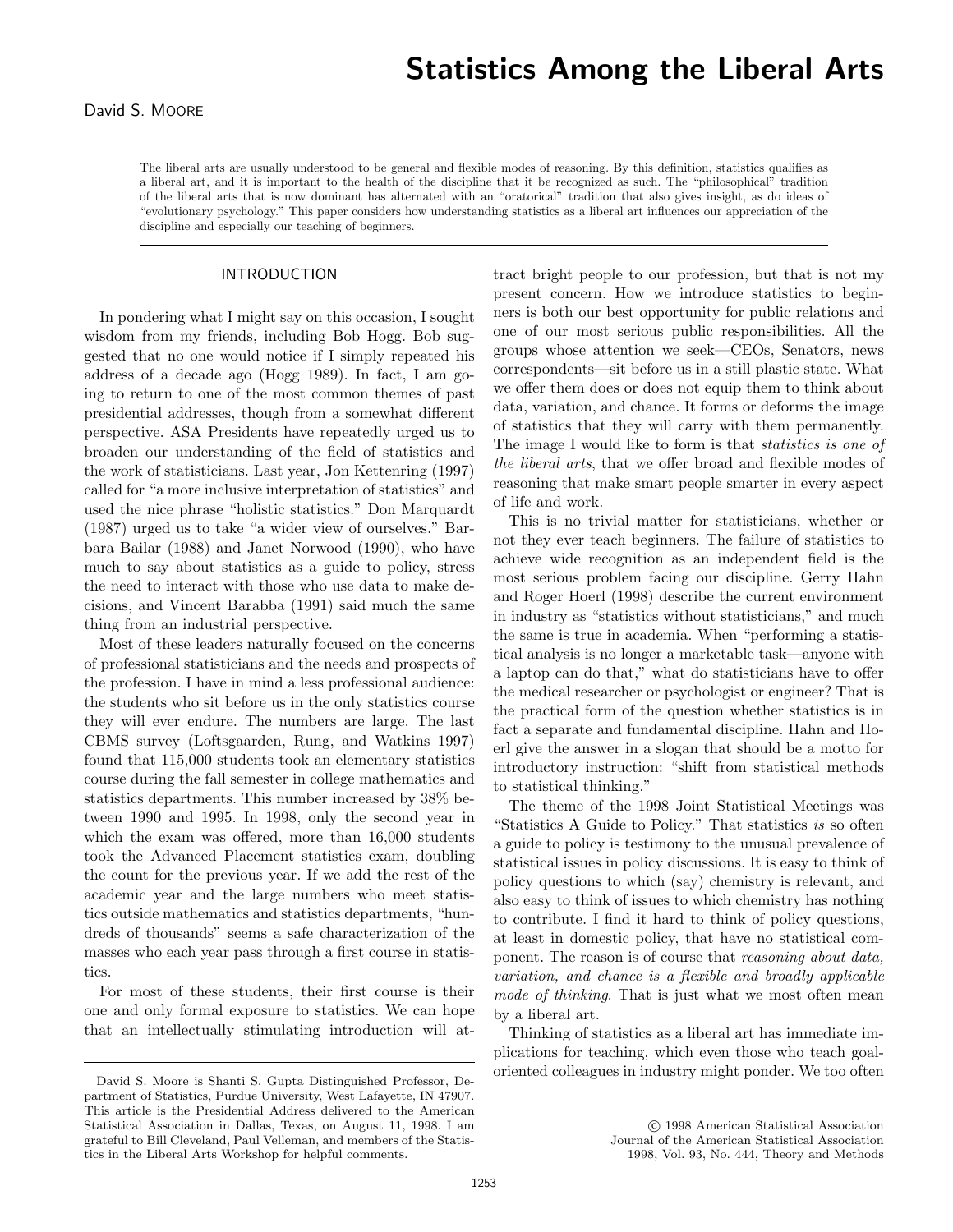# Statistics Among the Liberal Arts

David S. MOORE

The liberal arts are usually understood to be general and flexible modes of reasoning. By this definition, statistics qualifies as a liberal art, and it is important to the health of the discipline that it be recognized as such. The "philosophical" tradition of the liberal arts that is now dominant has alternated with an "oratorical" tradition that also gives insight, as do ideas of "evolutionary psychology." This paper considers how understanding statistics as a liberal art influences our appreciation of the discipline and especially our teaching of beginners.

## INTRODUCTION

In pondering what I might say on this occasion, I sought wisdom from my friends, including Bob Hogg. Bob suggested that no one would notice if I simply repeated his address of a decade ago (Hogg 1989). In fact, I am going to return to one of the most common themes of past presidential addresses, though from a somewhat different perspective. ASA Presidents have repeatedly urged us to broaden our understanding of the field of statistics and the work of statisticians. Last year, Jon Kettenring (1997) called for "a more inclusive interpretation of statistics" and used the nice phrase "holistic statistics." Don Marquardt (1987) urged us to take "a wider view of ourselves." Barbara Bailar (1988) and Janet Norwood (1990), who have much to say about statistics as a guide to policy, stress the need to interact with those who use data to make decisions, and Vincent Barabba (1991) said much the same thing from an industrial perspective.

Most of these leaders naturally focused on the concerns of professional statisticians and the needs and prospects of the profession. I have in mind a less professional audience: the students who sit before us in the only statistics course they will ever endure. The numbers are large. The last CBMS survey (Loftsgaarden, Rung, and Watkins 1997) found that 115,000 students took an elementary statistics course during the fall semester in college mathematics and statistics departments. This number increased by 38% between 1990 and 1995. In 1998, only the second year in which the exam was offered, more than 16,000 students took the Advanced Placement statistics exam, doubling the count for the previous year. If we add the rest of the academic year and the large numbers who meet statistics outside mathematics and statistics departments, "hundreds of thousands" seems a safe characterization of the masses who each year pass through a first course in statistics.

For most of these students, their first course is their one and only formal exposure to statistics. We can hope that an intellectually stimulating introduction will attract bright people to our profession, but that is not my present concern. How we introduce statistics to beginners is both our best opportunity for public relations and one of our most serious public responsibilities. All the groups whose attention we seek—CEOs, Senators, news correspondents—sit before us in a still plastic state. What we offer them does or does not equip them to think about data, variation, and chance. It forms or deforms the image of statistics that they will carry with them permanently. The image I would like to form is that *statistics is one of the liberal arts*, that we offer broad and flexible modes of reasoning that make smart people smarter in every aspect of life and work.

This is no trivial matter for statisticians, whether or not they ever teach beginners. The failure of statistics to achieve wide recognition as an independent field is the most serious problem facing our discipline. Gerry Hahn and Roger Hoerl (1998) describe the current environment in industry as "statistics without statisticians," and much the same is true in academia. When "performing a statistical analysis is no longer a marketable task—anyone with a laptop can do that," what do statisticians have to offer the medical researcher or psychologist or engineer? That is the practical form of the question whether statistics is in fact a separate and fundamental discipline. Hahn and Hoerl give the answer in a slogan that should be a motto for introductory instruction: "shift from statistical methods to statistical thinking."

The theme of the 1998 Joint Statistical Meetings was "Statistics A Guide to Policy." That statistics *is* so often a guide to policy is testimony to the unusual prevalence of statistical issues in policy discussions. It is easy to think of policy questions to which (say) chemistry is relevant, and also easy to think of issues to which chemistry has nothing to contribute. I find it hard to think of policy questions, at least in domestic policy, that have no statistical component. The reason is of course that *reasoning about data, variation, and chance is a flexible and broadly applicable mode of thinking*. That is just what we most often mean by a liberal art.

Thinking of statistics as a liberal art has immediate implications for teaching, which even those who teach goal-oriented colleagues in industry might ponder. We too often

---

David S. Moore is Shanti S. Gupta Distinguished Professor, Department of Statistics, Purdue University, West Lafayette, IN 47907. This article is the Presidential Address delivered to the American Statistical Association in Dallas, Texas, on August 11, 1998. I am grateful to Bill Cleveland, Paul Velleman, and members of the Statistics in the Liberal Arts Workshop for helpful comments.

© 1998 American Statistical Association
Journal of the American Statistical Association
1998, Vol. 93, No. 444, Theory and Methods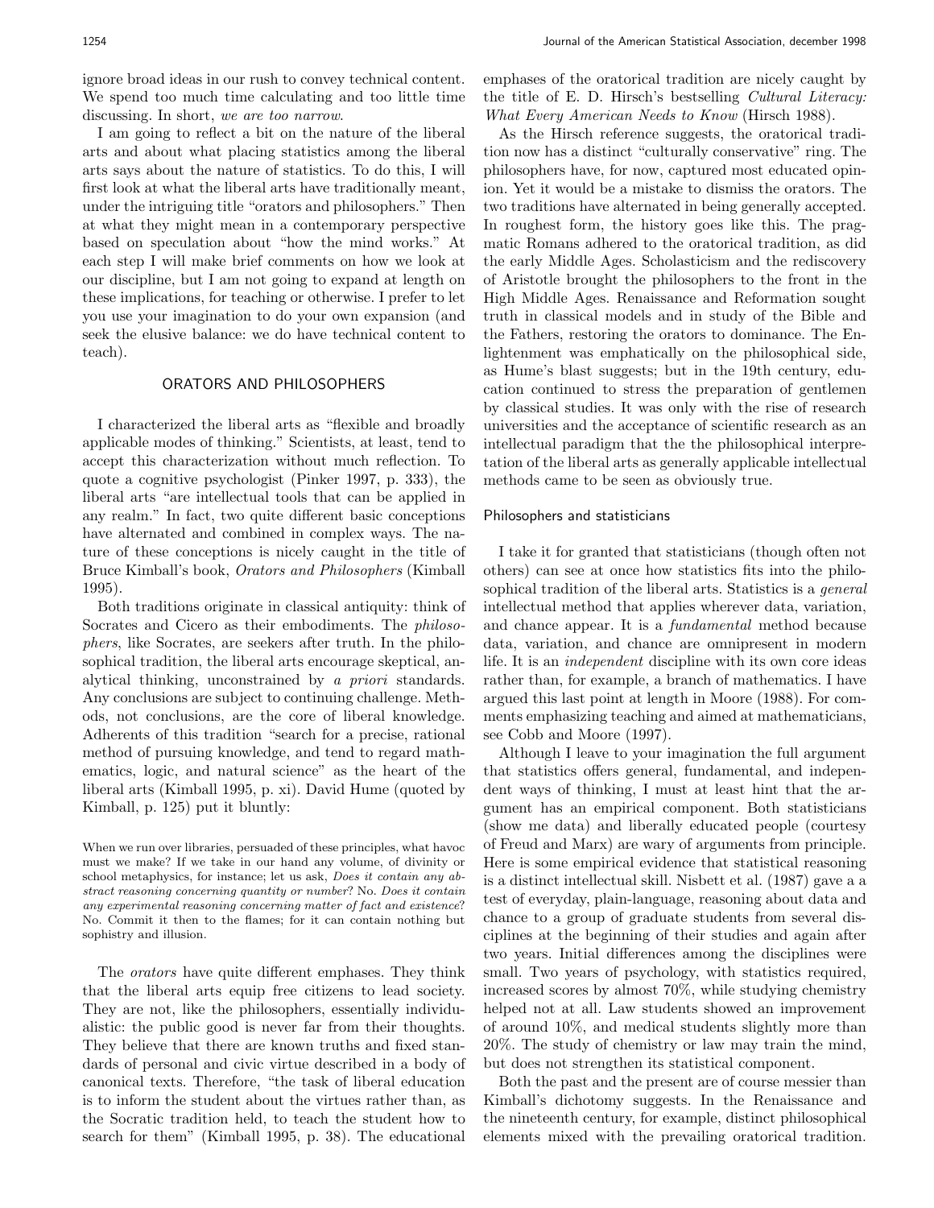ignore broad ideas in our rush to convey technical content. We spend too much time calculating and too little time discussing. In short, *we are too narrow*.

I am going to reflect a bit on the nature of the liberal arts and about what placing statistics among the liberal arts says about the nature of statistics. To do this, I will first look at what the liberal arts have traditionally meant, under the intriguing title "orators and philosophers." Then at what they might mean in a contemporary perspective based on speculation about "how the mind works." At each step I will make brief comments on how we look at our discipline, but I am not going to expand at length on these implications, for teaching or otherwise. I prefer to let you use your imagination to do your own expansion (and seek the elusive balance: we do have technical content to teach).

## ORATORS AND PHILOSOPHERS

I characterized the liberal arts as "flexible and broadly applicable modes of thinking." Scientists, at least, tend to accept this characterization without much reflection. To quote a cognitive psychologist (Pinker 1997, p. 333), the liberal arts "are intellectual tools that can be applied in any realm." In fact, two quite different basic conceptions have alternated and combined in complex ways. The nature of these conceptions is nicely caught in the title of Bruce Kimball's book, *Orators and Philosophers* (Kimball 1995).

Both traditions originate in classical antiquity: think of Socrates and Cicero as their embodiments. The *philosophers*, like Socrates, are seekers after truth. In the philosophical tradition, the liberal arts encourage skeptical, analytical thinking, unconstrained by *a priori* standards. Any conclusions are subject to continuing challenge. Methods, not conclusions, are the core of liberal knowledge. Adherents of this tradition "search for a precise, rational method of pursuing knowledge, and tend to regard mathematics, logic, and natural science" as the heart of the liberal arts (Kimball 1995, p. xi). David Hume (quoted by Kimball, p. 125) put it bluntly:

> When we run over libraries, persuaded of these principles, what havoc must we make? If we take in our hand any volume, of divinity or school metaphysics, for instance; let us ask, *Does it contain any abstract reasoning concerning quantity or number*? No. *Does it contain any experimental reasoning concerning matter of fact and existence*? No. Commit it then to the flames; for it can contain nothing but sophistry and illusion.

The *orators* have quite different emphases. They think that the liberal arts equip free citizens to lead society. They are not, like the philosophers, essentially individualistic: the public good is never far from their thoughts. They believe that there are known truths and fixed standards of personal and civic virtue described in a body of canonical texts. Therefore, "the task of liberal education is to inform the student about the virtues rather than, as the Socratic tradition held, to teach the student how to search for them" (Kimball 1995, p. 38). The educational emphases of the oratorical tradition are nicely caught by the title of E. D. Hirsch's bestselling *Cultural Literacy: What Every American Needs to Know* (Hirsch 1988).

As the Hirsch reference suggests, the oratorical tradition now has a distinct "culturally conservative" ring. The philosophers have, for now, captured most educated opinion. Yet it would be a mistake to dismiss the orators. The two traditions have alternated in being generally accepted. In roughest form, the history goes like this. The pragmatic Romans adhered to the oratorical tradition, as did the early Middle Ages. Scholasticism and the rediscovery of Aristotle brought the philosophers to the front in the High Middle Ages. Renaissance and Reformation sought truth in classical models and in study of the Bible and the Fathers, restoring the orators to dominance. The Enlightenment was emphatically on the philosophical side, as Hume's blast suggests; but in the 19th century, education continued to stress the preparation of gentlemen by classical studies. It was only with the rise of research universities and the acceptance of scientific research as an intellectual paradigm that the the philosophical interpretation of the liberal arts as generally applicable intellectual methods came to be seen as obviously true.

### Philosophers and statisticians

I take it for granted that statisticians (though often not others) can see at once how statistics fits into the philosophical tradition of the liberal arts. Statistics is a *general* intellectual method that applies wherever data, variation, and chance appear. It is a *fundamental* method because data, variation, and chance are omnipresent in modern life. It is an *independent* discipline with its own core ideas rather than, for example, a branch of mathematics. I have argued this last point at length in Moore (1988). For comments emphasizing teaching and aimed at mathematicians, see Cobb and Moore (1997).

Although I leave to your imagination the full argument that statistics offers general, fundamental, and independent ways of thinking, I must at least hint that the argument has an empirical component. Both statisticians (show me data) and liberally educated people (courtesy of Freud and Marx) are wary of arguments from principle. Here is some empirical evidence that statistical reasoning is a distinct intellectual skill. Nisbett et al. (1987) gave a a test of everyday, plain-language, reasoning about data and chance to a group of graduate students from several disciplines at the beginning of their studies and again after two years. Initial differences among the disciplines were small. Two years of psychology, with statistics required, increased scores by almost 70%, while studying chemistry helped not at all. Law students showed an improvement of around 10%, and medical students slightly more than 20%. The study of chemistry or law may train the mind, but does not strengthen its statistical component.

Both the past and the present are of course messier than Kimball's dichotomy suggests. In the Renaissance and the nineteenth century, for example, distinct philosophical elements mixed with the prevailing oratorical tradition.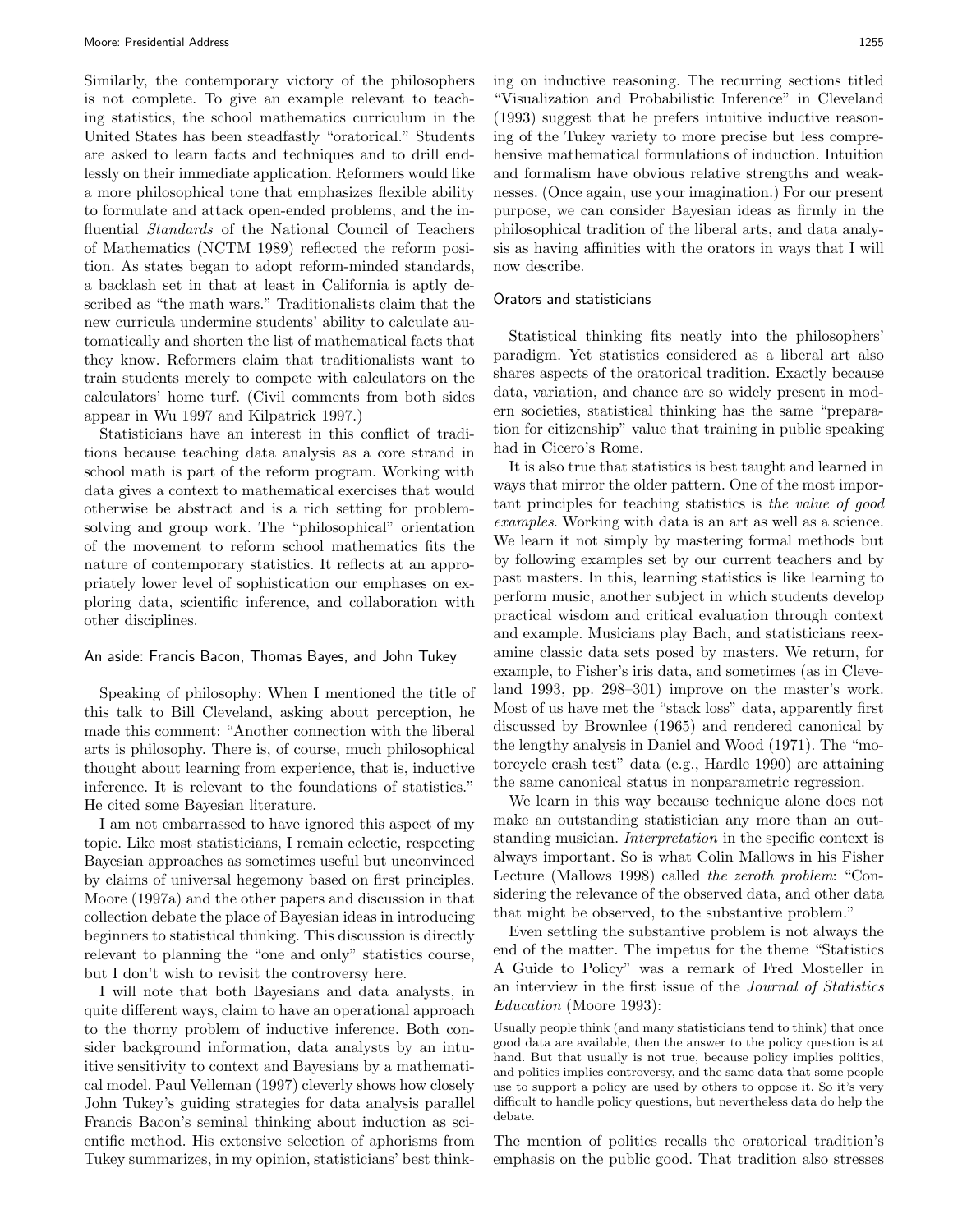Similarly, the contemporary victory of the philosophers is not complete. To give an example relevant to teaching statistics, the school mathematics curriculum in the United States has been steadfastly "oratorical." Students are asked to learn facts and techniques and to drill endlessly on their immediate application. Reformers would like a more philosophical tone that emphasizes flexible ability to formulate and attack open-ended problems, and the influential *Standards* of the National Council of Teachers of Mathematics (NCTM 1989) reflected the reform position. As states began to adopt reform-minded standards, a backlash set in that at least in California is aptly described as "the math wars." Traditionalists claim that the new curricula undermine students' ability to calculate automatically and shorten the list of mathematical facts that they know. Reformers claim that traditionalists want to train students merely to compete with calculators on the calculators' home turf. (Civil comments from both sides appear in Wu 1997 and Kilpatrick 1997.)

Statisticians have an interest in this conflict of traditions because teaching data analysis as a core strand in school math is part of the reform program. Working with data gives a context to mathematical exercises that would otherwise be abstract and is a rich setting for problem-solving and group work. The "philosophical" orientation of the movement to reform school mathematics fits the nature of contemporary statistics. It reflects at an appropriately lower level of sophistication our emphases on exploring data, scientific inference, and collaboration with other disciplines.

### An aside: Francis Bacon, Thomas Bayes, and John Tukey

Speaking of philosophy: When I mentioned the title of this talk to Bill Cleveland, asking about perception, he made this comment: "Another connection with the liberal arts is philosophy. There is, of course, much philosophical thought about learning from experience, that is, inductive inference. It is relevant to the foundations of statistics." He cited some Bayesian literature.

I am not embarrassed to have ignored this aspect of my topic. Like most statisticians, I remain eclectic, respecting Bayesian approaches as sometimes useful but unconvinced by claims of universal hegemony based on first principles. Moore (1997a) and the other papers and discussion in that collection debate the place of Bayesian ideas in introducing beginners to statistical thinking. This discussion is directly relevant to planning the "one and only" statistics course, but I don't wish to revisit the controversy here.

I will note that both Bayesians and data analysts, in quite different ways, claim to have an operational approach to the thorny problem of inductive inference. Both consider background information, data analysts by an intuitive sensitivity to context and Bayesians by a mathematical model. Paul Velleman (1997) cleverly shows how closely John Tukey's guiding strategies for data analysis parallel Francis Bacon's seminal thinking about induction as scientific method. His extensive selection of aphorisms from Tukey summarizes, in my opinion, statisticians' best thinking on inductive reasoning. The recurring sections titled "Visualization and Probabilistic Inference" in Cleveland (1993) suggest that he prefers intuitive inductive reasoning of the Tukey variety to more precise but less comprehensive mathematical formulations of induction. Intuition and formalism have obvious relative strengths and weaknesses. (Once again, use your imagination.) For our present purpose, we can consider Bayesian ideas as firmly in the philosophical tradition of the liberal arts, and data analysis as having affinities with the orators in ways that I will now describe.

### Orators and statisticians

Statistical thinking fits neatly into the philosophers' paradigm. Yet statistics considered as a liberal art also shares aspects of the oratorical tradition. Exactly because data, variation, and chance are so widely present in modern societies, statistical thinking has the same "preparation for citizenship" value that training in public speaking had in Cicero's Rome.

It is also true that statistics is best taught and learned in ways that mirror the older pattern. One of the most important principles for teaching statistics is *the value of good examples*. Working with data is an art as well as a science. We learn it not simply by mastering formal methods but by following examples set by our current teachers and by past masters. In this, learning statistics is like learning to perform music, another subject in which students develop practical wisdom and critical evaluation through context and example. Musicians play Bach, and statisticians reexamine classic data sets posed by masters. We return, for example, to Fisher's iris data, and sometimes (as in Cleveland 1993, pp. 298–301) improve on the master's work. Most of us have met the "stack loss" data, apparently first discussed by Brownlee (1965) and rendered canonical by the lengthy analysis in Daniel and Wood (1971). The "motorcycle crash test" data (e.g., Hardle 1990) are attaining the same canonical status in nonparametric regression.

We learn in this way because technique alone does not make an outstanding statistician any more than an outstanding musician. *Interpretation* in the specific context is always important. So is what Colin Mallows in his Fisher Lecture (Mallows 1998) called *the zeroth problem*: "Considering the relevance of the observed data, and other data that might be observed, to the substantive problem."

Even settling the substantive problem is not always the end of the matter. The impetus for the theme "Statistics A Guide to Policy" was a remark of Fred Mosteller in an interview in the first issue of the *Journal of Statistics Education* (Moore 1993):

> Usually people think (and many statisticians tend to think) that once good data are available, then the answer to the policy question is at hand. But that usually is not true, because policy implies politics, and politics implies controversy, and the same data that some people use to support a policy are used by others to oppose it. So it's very difficult to handle policy questions, but nevertheless data do help the debate.

The mention of politics recalls the oratorical tradition's emphasis on the public good. That tradition also stresses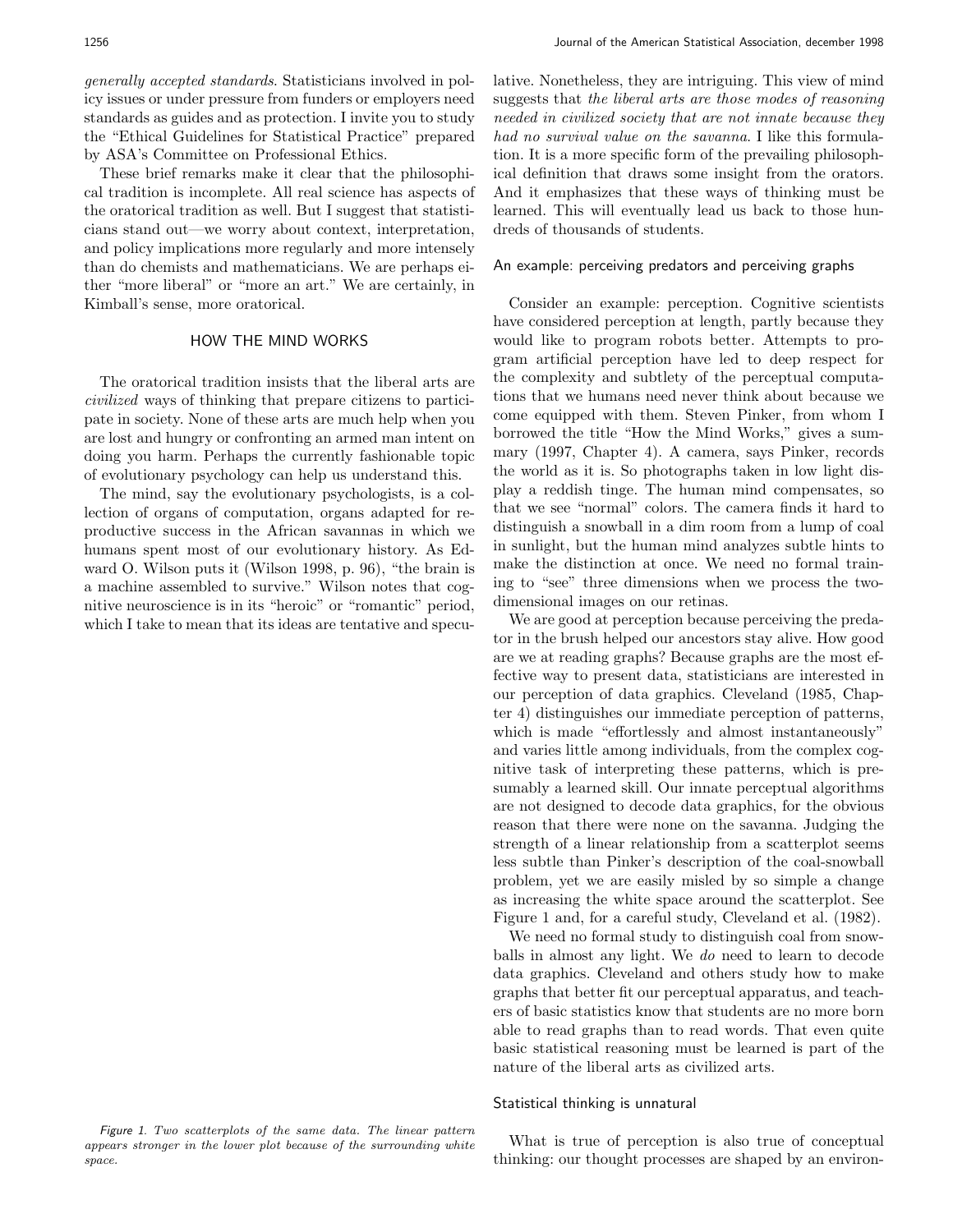*generally accepted standards*. Statisticians involved in policy issues or under pressure from funders or employers need standards as guides and as protection. I invite you to study the "Ethical Guidelines for Statistical Practice" prepared by ASA's Committee on Professional Ethics.

These brief remarks make it clear that the philosophical tradition is incomplete. All real science has aspects of the oratorical tradition as well. But I suggest that statisticians stand out—we worry about context, interpretation, and policy implications more regularly and more intensely than do chemists and mathematicians. We are perhaps either "more liberal" or "more an art." We are certainly, in Kimball's sense, more oratorical.

## HOW THE MIND WORKS

The oratorical tradition insists that the liberal arts are *civilized* ways of thinking that prepare citizens to participate in society. None of these arts are much help when you are lost and hungry or confronting an armed man intent on doing you harm. Perhaps the currently fashionable topic of evolutionary psychology can help us understand this.

The mind, say the evolutionary psychologists, is a collection of organs of computation, organs adapted for reproductive success in the African savannas in which we humans spent most of our evolutionary history. As Edward O. Wilson puts it (Wilson 1998, p. 96), "the brain is a machine assembled to survive." Wilson notes that cognitive neuroscience is in its "heroic" or "romantic" period, which I take to mean that its ideas are tentative and speculative. Nonetheless, they are intriguing. This view of mind suggests that *the liberal arts are those modes of reasoning needed in civilized society that are not innate because they had no survival value on the savanna*. I like this formulation. It is a more specific form of the prevailing philosophical definition that draws some insight from the orators. And it emphasizes that these ways of thinking must be learned. This will eventually lead us back to those hundreds of thousands of students.

### An example: perceiving predators and perceiving graphs

Consider an example: perception. Cognitive scientists have considered perception at length, partly because they would like to program robots better. Attempts to program artificial perception have led to deep respect for the complexity and subtlety of the perceptual computations that we humans need never think about because we come equipped with them. Steven Pinker, from whom I borrowed the title "How the Mind Works," gives a summary (1997, Chapter 4). A camera, says Pinker, records the world as it is. So photographs taken in low light display a reddish tinge. The human mind compensates, so that we see "normal" colors. The camera finds it hard to distinguish a snowball in a dim room from a lump of coal in sunlight, but the human mind analyzes subtle hints to make the distinction at once. We need no formal training to "see" three dimensions when we process the two-dimensional images on our retinas.

We are good at perception because perceiving the predator in the brush helped our ancestors stay alive. How good are we at reading graphs? Because graphs are the most effective way to present data, statisticians are interested in our perception of data graphics. Cleveland (1985, Chapter 4) distinguishes our immediate perception of patterns, which is made "effortlessly and almost instantaneously" and varies little among individuals, from the complex cognitive task of interpreting these patterns, which is presumably a learned skill. Our innate perceptual algorithms are not designed to decode data graphics, for the obvious reason that there were none on the savanna. Judging the strength of a linear relationship from a scatterplot seems less subtle than Pinker's description of the coal-snowball problem, yet we are easily misled by so simple a change as increasing the white space around the scatterplot. See Figure 1 and, for a careful study, Cleveland et al. (1982).

We need no formal study to distinguish coal from snowballs in almost any light. We *do* need to learn to decode data graphics. Cleveland and others study how to make graphs that better fit our perceptual apparatus, and teachers of basic statistics know that students are no more born able to read graphs than to read words. That even quite basic statistical reasoning must be learned is part of the nature of the liberal arts as civilized arts.

*Figure 1. Two scatterplots of the same data. The linear pattern appears stronger in the lower plot because of the surrounding white space.*

### Statistical thinking is unnatural

What is true of perception is also true of conceptual thinking: our thought processes are shaped by an environ-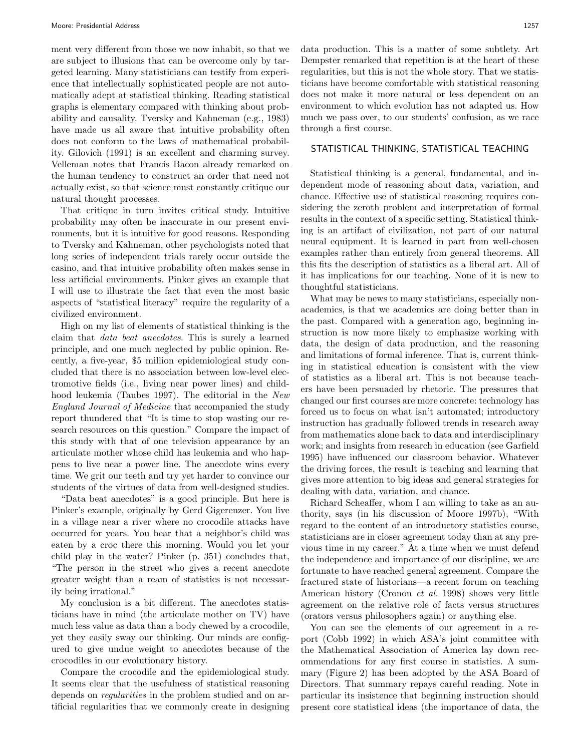ment very different from those we now inhabit, so that we are subject to illusions that can be overcome only by targeted learning. Many statisticians can testify from experience that intellectually sophisticated people are not automatically adept at statistical thinking. Reading statistical graphs is elementary compared with thinking about probability and causality. Tversky and Kahneman (e.g., 1983) have made us all aware that intuitive probability often does not conform to the laws of mathematical probability. Gilovich (1991) is an excellent and charming survey. Velleman notes that Francis Bacon already remarked on the human tendency to construct an order that need not actually exist, so that science must constantly critique our natural thought processes.

That critique in turn invites critical study. Intuitive probability may often be inaccurate in our present environments, but it is intuitive for good reasons. Responding to Tversky and Kahneman, other psychologists noted that long series of independent trials rarely occur outside the casino, and that intuitive probability often makes sense in less artificial environments. Pinker gives an example that I will use to illustrate the fact that even the most basic aspects of "statistical literacy" require the regularity of a civilized environment.

High on my list of elements of statistical thinking is the claim that *data beat anecdotes*. This is surely a learned principle, and one much neglected by public opinion. Recently, a five-year, \$5 million epidemiological study concluded that there is no association between low-level electromotive fields (i.e., living near power lines) and childhood leukemia (Taubes 1997). The editorial in the *New England Journal of Medicine* that accompanied the study report thundered that "It is time to stop wasting our research resources on this question." Compare the impact of this study with that of one television appearance by an articulate mother whose child has leukemia and who happens to live near a power line. The anecdote wins every time. We grit our teeth and try yet harder to convince our students of the virtues of data from well-designed studies.

"Data beat anecdotes" is a good principle. But here is Pinker's example, originally by Gerd Gigerenzer. You live in a village near a river where no crocodile attacks have occurred for years. You hear that a neighbor's child was eaten by a croc there this morning. Would you let your child play in the water? Pinker (p. 351) concludes that, "The person in the street who gives a recent anecdote greater weight than a ream of statistics is not necessarily being irrational."

My conclusion is a bit different. The anecdotes statisticians have in mind (the articulate mother on TV) have much less value as data than a body chewed by a crocodile, yet they easily sway our thinking. Our minds are configured to give undue weight to anecdotes because of the crocodiles in our evolutionary history.

Compare the crocodile and the epidemiological study. It seems clear that the usefulness of statistical reasoning depends on *regularities* in the problem studied and on artificial regularities that we commonly create in designing data production. This is a matter of some subtlety. Art Dempster remarked that repetition is at the heart of these regularities, but this is not the whole story. That we statisticians have become comfortable with statistical reasoning does not make it more natural or less dependent on an environment to which evolution has not adapted us. How much we pass over, to our students' confusion, as we race through a first course.

## STATISTICAL THINKING, STATISTICAL TEACHING

Statistical thinking is a general, fundamental, and independent mode of reasoning about data, variation, and chance. Effective use of statistical reasoning requires considering the zeroth problem and interpretation of formal results in the context of a specific setting. Statistical thinking is an artifact of civilization, not part of our natural neural equipment. It is learned in part from well-chosen examples rather than entirely from general theorems. All this fits the description of statistics as a liberal art. All of it has implications for our teaching. None of it is new to thoughtful statisticians.

What may be news to many statisticians, especially nonacademics, is that we academics are doing better than in the past. Compared with a generation ago, beginning instruction is now more likely to emphasize working with data, the design of data production, and the reasoning and limitations of formal inference. That is, current thinking in statistical education is consistent with the view of statistics as a liberal art. This is not because teachers have been persuaded by rhetoric. The pressures that changed our first courses are more concrete: technology has forced us to focus on what isn't automated; introductory instruction has gradually followed trends in research away from mathematics alone back to data and interdisciplinary work; and insights from research in education (see Garfield 1995) have influenced our classroom behavior. Whatever the driving forces, the result is teaching and learning that gives more attention to big ideas and general strategies for dealing with data, variation, and chance.

Richard Scheaffer, whom I am willing to take as an authority, says (in his discussion of Moore 1997b), "With regard to the content of an introductory statistics course, statisticians are in closer agreement today than at any previous time in my career." At a time when we must defend the independence and importance of our discipline, we are fortunate to have reached general agreement. Compare the fractured state of historians—a recent forum on teaching American history (Cronon *et al.* 1998) shows very little agreement on the relative role of facts versus structures (orators versus philosophers again) or anything else.

You can see the elements of our agreement in a report (Cobb 1992) in which ASA's joint committee with the Mathematical Association of America lay down recommendations for any first course in statistics. A summary (Figure 2) has been adopted by the ASA Board of Directors. That summary repays careful reading. Note in particular its insistence that beginning instruction should present core statistical ideas (the importance of data, the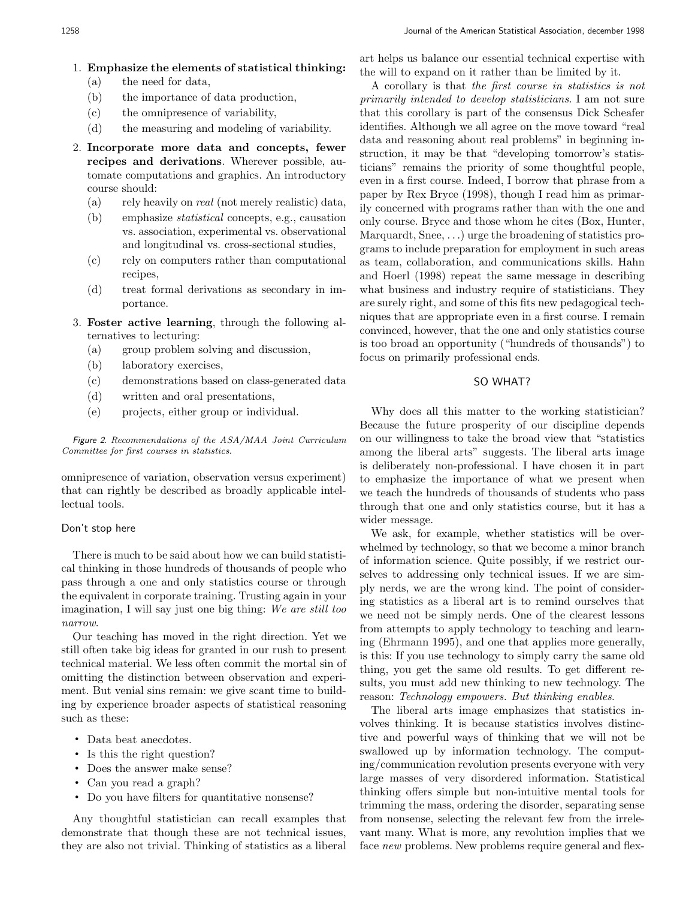1. **Emphasize the elements of statistical thinking:**
   - (a) the need for data,
   - (b) the importance of data production,
   - (c) the omnipresence of variability,
   - (d) the measuring and modeling of variability.
2. **Incorporate more data and concepts, fewer recipes and derivations**. Wherever possible, automate computations and graphics. An introductory course should:
   - (a) rely heavily on *real* (not merely realistic) data,
   - (b) emphasize *statistical* concepts, e.g., causation vs. association, experimental vs. observational and longitudinal vs. cross-sectional studies,
   - (c) rely on computers rather than computational recipes,
   - (d) treat formal derivations as secondary in importance.
3. **Foster active learning**, through the following alternatives to lecturing:
   - (a) group problem solving and discussion,
   - (b) laboratory exercises,
   - (c) demonstrations based on class-generated data
   - (d) written and oral presentations,
   - (e) projects, either group or individual.

*Figure 2. Recommendations of the ASA/MAA Joint Curriculum Committee for first courses in statistics.*

omnipresence of variation, observation versus experiment) that can rightly be described as broadly applicable intellectual tools.

### Don't stop here

There is much to be said about how we can build statistical thinking in those hundreds of thousands of people who pass through a one and only statistics course or through the equivalent in corporate training. Trusting again in your imagination, I will say just one big thing: *We are still too narrow.*

Our teaching has moved in the right direction. Yet we still often take big ideas for granted in our rush to present technical material. We less often commit the mortal sin of omitting the distinction between observation and experiment. But venial sins remain: we give scant time to building by experience broader aspects of statistical reasoning such as these:

- Data beat anecdotes.
- Is this the right question?
- Does the answer make sense?
- Can you read a graph?
- Do you have filters for quantitative nonsense?

Any thoughtful statistician can recall examples that demonstrate that though these are not technical issues, they are also not trivial. Thinking of statistics as a liberal art helps us balance our essential technical expertise with the will to expand on it rather than be limited by it.

A corollary is that *the first course in statistics is not primarily intended to develop statisticians*. I am not sure that this corollary is part of the consensus Dick Scheafer identifies. Although we all agree on the move toward "real data and reasoning about real problems" in beginning instruction, it may be that "developing tomorrow's statisticians" remains the priority of some thoughtful people, even in a first course. Indeed, I borrow that phrase from a paper by Rex Bryce (1998), though I read him as primarily concerned with programs rather than with the one and only course. Bryce and those whom he cites (Box, Hunter, Marquardt, Snee, ...) urge the broadening of statistics programs to include preparation for employment in such areas as team, collaboration, and communications skills. Hahn and Hoerl (1998) repeat the same message in describing what business and industry require of statisticians. They are surely right, and some of this fits new pedagogical techniques that are appropriate even in a first course. I remain convinced, however, that the one and only statistics course is too broad an opportunity ("hundreds of thousands") to focus on primarily professional ends.

## SO WHAT?

Why does all this matter to the working statistician? Because the future prosperity of our discipline depends on our willingness to take the broad view that "statistics among the liberal arts" suggests. The liberal arts image is deliberately non-professional. I have chosen it in part to emphasize the importance of what we present when we teach the hundreds of thousands of students who pass through that one and only statistics course, but it has a wider message.

We ask, for example, whether statistics will be overwhelmed by technology, so that we become a minor branch of information science. Quite possibly, if we restrict ourselves to addressing only technical issues. If we are simply nerds, we are the wrong kind. The point of considering statistics as a liberal art is to remind ourselves that we need not be simply nerds. One of the clearest lessons from attempts to apply technology to teaching and learning (Ehrmann 1995), and one that applies more generally, is this: If you use technology to simply carry the same old thing, you get the same old results. To get different results, you must add new thinking to new technology. The reason: *Technology empowers. But thinking enables.*

The liberal arts image emphasizes that statistics involves thinking. It is because statistics involves distinctive and powerful ways of thinking that we will not be swallowed up by information technology. The computing/communication revolution presents everyone with very large masses of very disordered information. Statistical thinking offers simple but non-intuitive mental tools for trimming the mass, ordering the disorder, separating sense from nonsense, selecting the relevant few from the irrelevant many. What is more, any revolution implies that we face *new* problems. New problems require general and flex-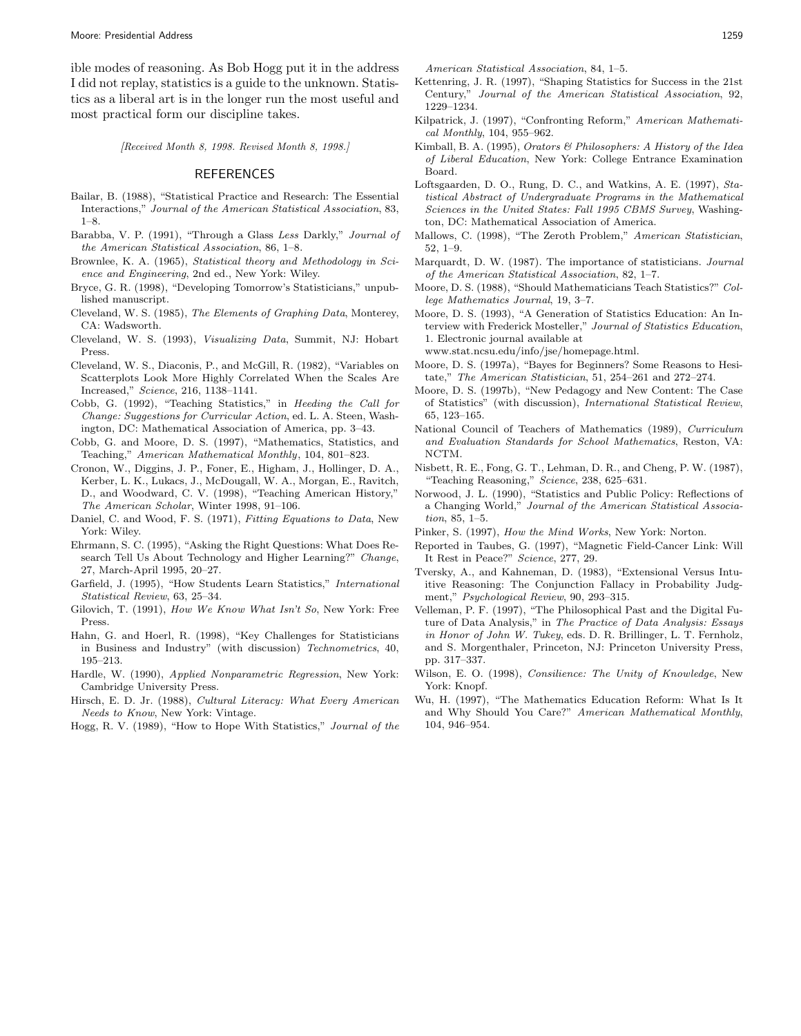ible modes of reasoning. As Bob Hogg put it in the address I did not replay, statistics is a guide to the unknown. Statistics as a liberal art is in the longer run the most useful and most practical form our discipline takes.

*[Received Month 8, 1998. Revised Month 8, 1998.]*

## REFERENCES

Bailar, B. (1988), "Statistical Practice and Research: The Essential Interactions," *Journal of the American Statistical Association*, 83, 1–8.

Barabba, V. P. (1991), "Through a Glass *Less* Darkly," *Journal of the American Statistical Association*, 86, 1–8.

Brownlee, K. A. (1965), *Statistical theory and Methodology in Science and Engineering*, 2nd ed., New York: Wiley.

Bryce, G. R. (1998), "Developing Tomorrow's Statisticians," unpublished manuscript.

Cleveland, W. S. (1985), *The Elements of Graphing Data*, Monterey, CA: Wadsworth.

Cleveland, W. S. (1993), *Visualizing Data*, Summit, NJ: Hobart Press.

Cleveland, W. S., Diaconis, P., and McGill, R. (1982), "Variables on Scatterplots Look More Highly Correlated When the Scales Are Increased," *Science*, 216, 1138–1141.

Cobb, G. (1992), "Teaching Statistics," in *Heeding the Call for Change: Suggestions for Curricular Action*, ed. L. A. Steen, Washington, DC: Mathematical Association of America, pp. 3–43.

Cobb, G. and Moore, D. S. (1997), "Mathematics, Statistics, and Teaching," *American Mathematical Monthly*, 104, 801–823.

Cronon, W., Diggins, J. P., Foner, E., Higham, J., Hollinger, D. A., Kerber, L. K., Lukacs, J., McDougall, W. A., Morgan, E., Ravitch, D., and Woodward, C. V. (1998), "Teaching American History," *The American Scholar*, Winter 1998, 91–106.

Daniel, C. and Wood, F. S. (1971), *Fitting Equations to Data*, New York: Wiley.

Ehrmann, S. C. (1995), "Asking the Right Questions: What Does Research Tell Us About Technology and Higher Learning?" *Change*, 27, March-April 1995, 20–27.

Garfield, J. (1995), "How Students Learn Statistics," *International Statistical Review*, 63, 25–34.

Gilovich, T. (1991), *How We Know What Isn't So*, New York: Free Press.

Hahn, G. and Hoerl, R. (1998), "Key Challenges for Statisticians in Business and Industry" (with discussion) *Technometrics*, 40, 195–213.

Hardle, W. (1990), *Applied Nonparametric Regression*, New York: Cambridge University Press.

Hirsch, E. D. Jr. (1988), *Cultural Literacy: What Every American Needs to Know*, New York: Vintage.

Hogg, R. V. (1989), "How to Hope With Statistics," *Journal of the American Statistical Association*, 84, 1–5.

Kettenring, J. R. (1997), "Shaping Statistics for Success in the 21st Century," *Journal of the American Statistical Association*, 92, 1229–1234.

Kilpatrick, J. (1997), "Confronting Reform," *American Mathematical Monthly*, 104, 955–962.

Kimball, B. A. (1995), *Orators & Philosophers: A History of the Idea of Liberal Education*, New York: College Entrance Examination Board.

Loftsgaarden, D. O., Rung, D. C., and Watkins, A. E. (1997), *Statistical Abstract of Undergraduate Programs in the Mathematical Sciences in the United States: Fall 1995 CBMS Survey*, Washington, DC: Mathematical Association of America.

Mallows, C. (1998), "The Zeroth Problem," *American Statistician*, 52, 1–9.

Marquardt, D. W. (1987). The importance of statisticians. *Journal of the American Statistical Association*, 82, 1–7.

Moore, D. S. (1988), "Should Mathematicians Teach Statistics?" *College Mathematics Journal*, 19, 3–7.

Moore, D. S. (1993), "A Generation of Statistics Education: An Interview with Frederick Mosteller," *Journal of Statistics Education*, 1. Electronic journal available at www.stat.ncsu.edu/info/jse/homepage.html.

Moore, D. S. (1997a), "Bayes for Beginners? Some Reasons to Hesitate," *The American Statistician*, 51, 254–261 and 272–274.

Moore, D. S. (1997b), "New Pedagogy and New Content: The Case of Statistics" (with discussion), *International Statistical Review*, 65, 123–165.

National Council of Teachers of Mathematics (1989), *Curriculum and Evaluation Standards for School Mathematics*, Reston, VA: NCTM.

Nisbett, R. E., Fong, G. T., Lehman, D. R., and Cheng, P. W. (1987), "Teaching Reasoning," *Science*, 238, 625–631.

Norwood, J. L. (1990), "Statistics and Public Policy: Reflections of a Changing World," *Journal of the American Statistical Association*, 85, 1–5.

Pinker, S. (1997), *How the Mind Works*, New York: Norton.

Reported in Taubes, G. (1997), "Magnetic Field-Cancer Link: Will It Rest in Peace?" *Science*, 277, 29.

Tversky, A., and Kahneman, D. (1983), "Extensional Versus Intuitive Reasoning: The Conjunction Fallacy in Probability Judgment," *Psychological Review*, 90, 293–315.

Velleman, P. F. (1997), "The Philosophical Past and the Digital Future of Data Analysis," in *The Practice of Data Analysis: Essays in Honor of John W. Tukey*, eds. D. R. Brillinger, L. T. Fernholz, and S. Morgenthaler, Princeton, NJ: Princeton University Press, pp. 317–337.

Wilson, E. O. (1998), *Consilience: The Unity of Knowledge*, New York: Knopf.

Wu, H. (1997), "The Mathematics Education Reform: What Is It and Why Should You Care?" *American Mathematical Monthly*, 104, 946–954.